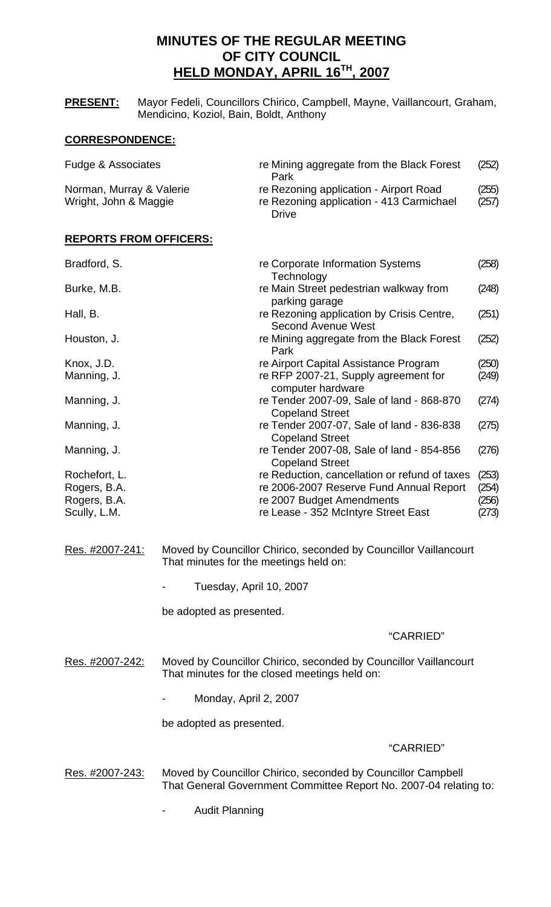# MINUTES OF THE REGULAR MEETING OF CITY COUNCIL HELD MONDAY, APRIL 16TH, 2007

**PRESENT:** Mayor Fedeli, Councillors Chirico, Campbell, Mayne, Vaillancourt, Graham, Mendicino, Koziol, Bain, Boldt, Anthony

## CORRESPONDENCE:

| | | |
|---|---|---|
| Fudge & Associates | re Mining aggregate from the Black Forest Park | (252) |
| Norman, Murray & Valerie | re Rezoning application - Airport Road | (255) |
| Wright, John & Maggie | re Rezoning application - 413 Carmichael Drive | (257) |

## REPORTS FROM OFFICERS:

| | | |
|---|---|---|
| Bradford, S. | re Corporate Information Systems Technology | (258) |
| Burke, M.B. | re Main Street pedestrian walkway from parking garage | (248) |
| Hall, B. | re Rezoning application by Crisis Centre, Second Avenue West | (251) |
| Houston, J. | re Mining aggregate from the Black Forest Park | (252) |
| Knox, J.D. | re Airport Capital Assistance Program | (250) |
| Manning, J. | re RFP 2007-21, Supply agreement for computer hardware | (249) |
| Manning, J. | re Tender 2007-09, Sale of land - 868-870 Copeland Street | (274) |
| Manning, J. | re Tender 2007-07, Sale of land - 836-838 Copeland Street | (275) |
| Manning, J. | re Tender 2007-08, Sale of land - 854-856 Copeland Street | (276) |
| Rochefort, L. | re Reduction, cancellation or refund of taxes | (253) |
| Rogers, B.A. | re 2006-2007 Reserve Fund Annual Report | (254) |
| Rogers, B.A. | re 2007 Budget Amendments | (256) |
| Scully, L.M. | re Lease - 352 McIntyre Street East | (273) |

Res. #2007-241: Moved by Councillor Chirico, seconded by Councillor Vaillancourt That minutes for the meetings held on:

- Tuesday, April 10, 2007

be adopted as presented.

"CARRIED"

Res. #2007-242: Moved by Councillor Chirico, seconded by Councillor Vaillancourt That minutes for the closed meetings held on:

- Monday, April 2, 2007

be adopted as presented.

"CARRIED"

Res. #2007-243: Moved by Councillor Chirico, seconded by Councillor Campbell That General Government Committee Report No. 2007-04 relating to:

- Audit Planning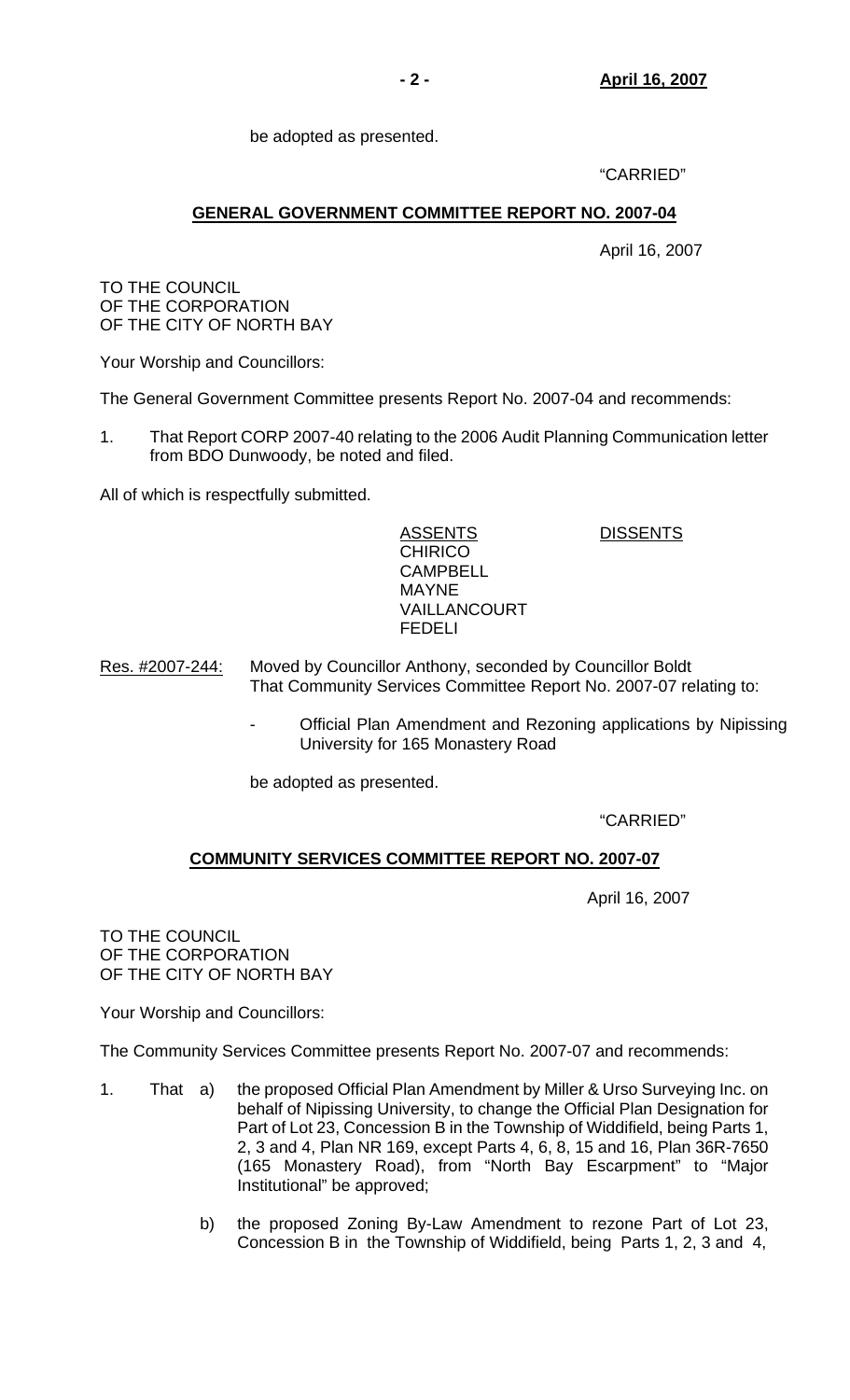be adopted as presented.

"CARRIED"

## GENERAL GOVERNMENT COMMITTEE REPORT NO. 2007-04

April 16, 2007

TO THE COUNCIL
OF THE CORPORATION
OF THE CITY OF NORTH BAY

Your Worship and Councillors:

The General Government Committee presents Report No. 2007-04 and recommends:

1. That Report CORP 2007-40 relating to the 2006 Audit Planning Communication letter from BDO Dunwoody, be noted and filed.

All of which is respectfully submitted.

| ASSENTS | DISSENTS |
|---|---|
| CHIRICO | |
| CAMPBELL | |
| MAYNE | |
| VAILLANCOURT | |
| FEDELI | |

Res. #2007-244: Moved by Councillor Anthony, seconded by Councillor Boldt
That Community Services Committee Report No. 2007-07 relating to:

- Official Plan Amendment and Rezoning applications by Nipissing University for 165 Monastery Road

be adopted as presented.

"CARRIED"

## COMMUNITY SERVICES COMMITTEE REPORT NO. 2007-07

April 16, 2007

TO THE COUNCIL
OF THE CORPORATION
OF THE CITY OF NORTH BAY

Your Worship and Councillors:

The Community Services Committee presents Report No. 2007-07 and recommends:

1. That a) the proposed Official Plan Amendment by Miller & Urso Surveying Inc. on behalf of Nipissing University, to change the Official Plan Designation for Part of Lot 23, Concession B in the Township of Widdifield, being Parts 1, 2, 3 and 4, Plan NR 169, except Parts 4, 6, 8, 15 and 16, Plan 36R-7650 (165 Monastery Road), from "North Bay Escarpment" to "Major Institutional" be approved;

   b) the proposed Zoning By-Law Amendment to rezone Part of Lot 23, Concession B in the Township of Widdifield, being Parts 1, 2, 3 and 4,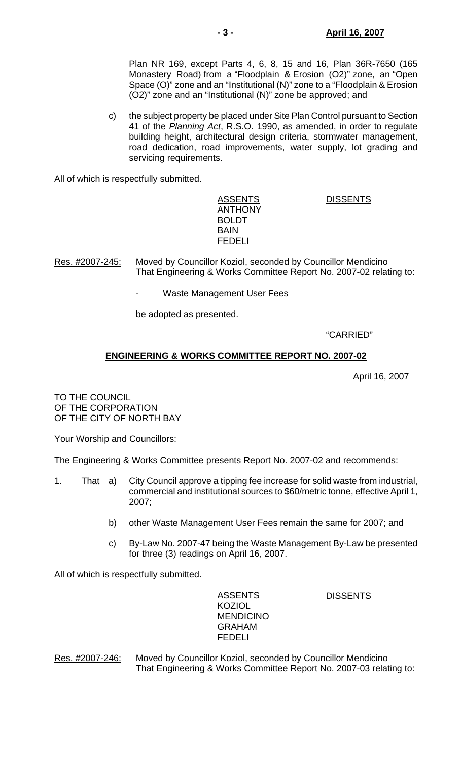Plan NR 169, except Parts 4, 6, 8, 15 and 16, Plan 36R-7650 (165 Monastery Road) from a "Floodplain & Erosion (O2)" zone, an "Open Space (O)" zone and an "Institutional (N)" zone to a "Floodplain & Erosion (O2)" zone and an "Institutional (N)" zone be approved; and

c) the subject property be placed under Site Plan Control pursuant to Section 41 of the *Planning Act*, R.S.O. 1990, as amended, in order to regulate building height, architectural design criteria, stormwater management, road dedication, road improvements, water supply, lot grading and servicing requirements.

All of which is respectfully submitted.

| ASSENTS | DISSENTS |
|---|---|
| ANTHONY | |
| BOLDT | |
| BAIN | |
| FEDELI | |

Res. #2007-245: Moved by Councillor Koziol, seconded by Councillor Mendicino That Engineering & Works Committee Report No. 2007-02 relating to:

- Waste Management User Fees

be adopted as presented.

"CARRIED"

## ENGINEERING & WORKS COMMITTEE REPORT NO. 2007-02

April 16, 2007

TO THE COUNCIL
OF THE CORPORATION
OF THE CITY OF NORTH BAY

Your Worship and Councillors:

The Engineering & Works Committee presents Report No. 2007-02 and recommends:

1. That a) City Council approve a tipping fee increase for solid waste from industrial, commercial and institutional sources to $60/metric tonne, effective April 1, 2007;

   b) other Waste Management User Fees remain the same for 2007; and

   c) By-Law No. 2007-47 being the Waste Management By-Law be presented for three (3) readings on April 16, 2007.

All of which is respectfully submitted.

| ASSENTS | DISSENTS |
|---|---|
| KOZIOL | |
| MENDICINO | |
| GRAHAM | |
| FEDELI | |

Res. #2007-246: Moved by Councillor Koziol, seconded by Councillor Mendicino That Engineering & Works Committee Report No. 2007-03 relating to: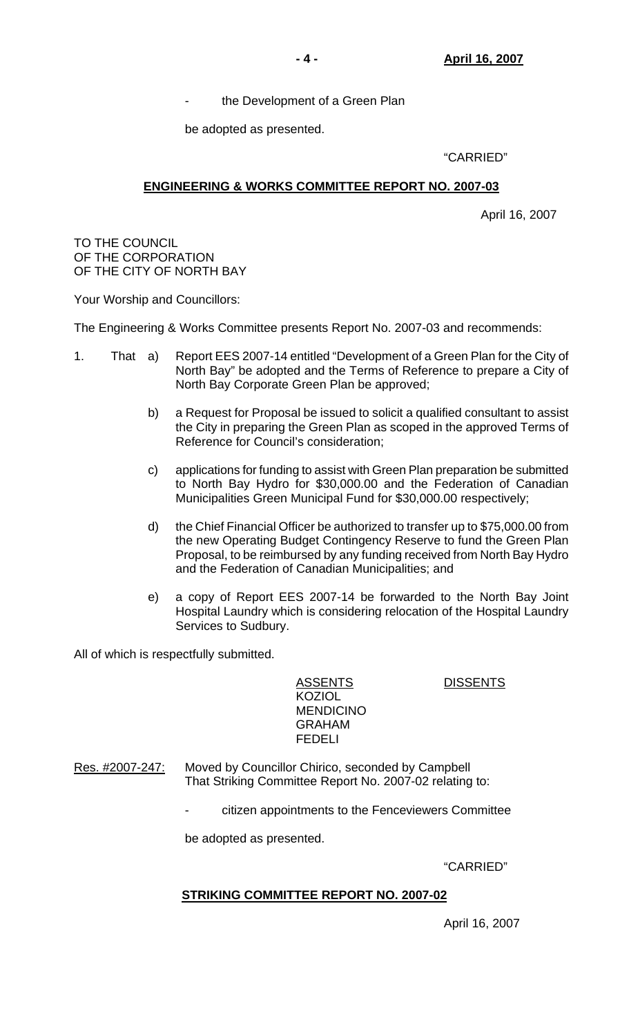- the Development of a Green Plan

be adopted as presented.

"CARRIED"

## **ENGINEERING & WORKS COMMITTEE REPORT NO. 2007-03**

April 16, 2007

TO THE COUNCIL
OF THE CORPORATION
OF THE CITY OF NORTH BAY

Your Worship and Councillors:

The Engineering & Works Committee presents Report No. 2007-03 and recommends:

1. That a) Report EES 2007-14 entitled "Development of a Green Plan for the City of North Bay" be adopted and the Terms of Reference to prepare a City of North Bay Corporate Green Plan be approved;

   b) a Request for Proposal be issued to solicit a qualified consultant to assist the City in preparing the Green Plan as scoped in the approved Terms of Reference for Council's consideration;

   c) applications for funding to assist with Green Plan preparation be submitted to North Bay Hydro for $30,000.00 and the Federation of Canadian Municipalities Green Municipal Fund for $30,000.00 respectively;

   d) the Chief Financial Officer be authorized to transfer up to $75,000.00 from the new Operating Budget Contingency Reserve to fund the Green Plan Proposal, to be reimbursed by any funding received from North Bay Hydro and the Federation of Canadian Municipalities; and

   e) a copy of Report EES 2007-14 be forwarded to the North Bay Joint Hospital Laundry which is considering relocation of the Hospital Laundry Services to Sudbury.

All of which is respectfully submitted.

| ASSENTS | DISSENTS |
|---|---|
| KOZIOL | |
| MENDICINO | |
| GRAHAM | |
| FEDELI | |

Res. #2007-247: Moved by Councillor Chirico, seconded by Campbell
That Striking Committee Report No. 2007-02 relating to:

- citizen appointments to the Fenceviewers Committee

be adopted as presented.

"CARRIED"

## **STRIKING COMMITTEE REPORT NO. 2007-02**

April 16, 2007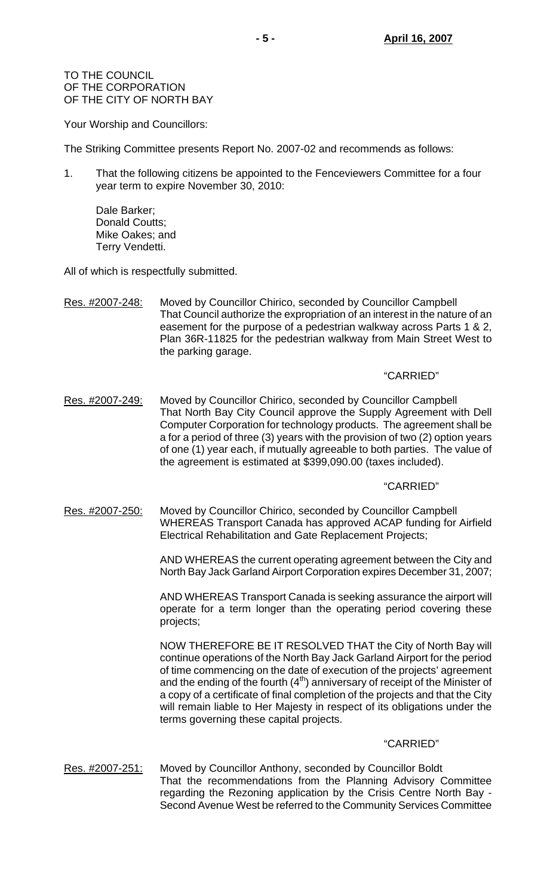TO THE COUNCIL
OF THE CORPORATION
OF THE CITY OF NORTH BAY

Your Worship and Councillors:

The Striking Committee presents Report No. 2007-02 and recommends as follows:

1. That the following citizens be appointed to the Fenceviewers Committee for a four year term to expire November 30, 2010:

   Dale Barker;
   Donald Coutts;
   Mike Oakes; and
   Terry Vendetti.

All of which is respectfully submitted.

Res. #2007-248: Moved by Councillor Chirico, seconded by Councillor Campbell
That Council authorize the expropriation of an interest in the nature of an easement for the purpose of a pedestrian walkway across Parts 1 & 2, Plan 36R-11825 for the pedestrian walkway from Main Street West to the parking garage.

"CARRIED"

Res. #2007-249: Moved by Councillor Chirico, seconded by Councillor Campbell
That North Bay City Council approve the Supply Agreement with Dell Computer Corporation for technology products. The agreement shall be a for a period of three (3) years with the provision of two (2) option years of one (1) year each, if mutually agreeable to both parties. The value of the agreement is estimated at $399,090.00 (taxes included).

"CARRIED"

Res. #2007-250: Moved by Councillor Chirico, seconded by Councillor Campbell
WHEREAS Transport Canada has approved ACAP funding for Airfield Electrical Rehabilitation and Gate Replacement Projects;

AND WHEREAS the current operating agreement between the City and North Bay Jack Garland Airport Corporation expires December 31, 2007;

AND WHEREAS Transport Canada is seeking assurance the airport will operate for a term longer than the operating period covering these projects;

NOW THEREFORE BE IT RESOLVED THAT the City of North Bay will continue operations of the North Bay Jack Garland Airport for the period of time commencing on the date of execution of the projects' agreement and the ending of the fourth (4th) anniversary of receipt of the Minister of a copy of a certificate of final completion of the projects and that the City will remain liable to Her Majesty in respect of its obligations under the terms governing these capital projects.

"CARRIED"

Res. #2007-251: Moved by Councillor Anthony, seconded by Councillor Boldt
That the recommendations from the Planning Advisory Committee regarding the Rezoning application by the Crisis Centre North Bay - Second Avenue West be referred to the Community Services Committee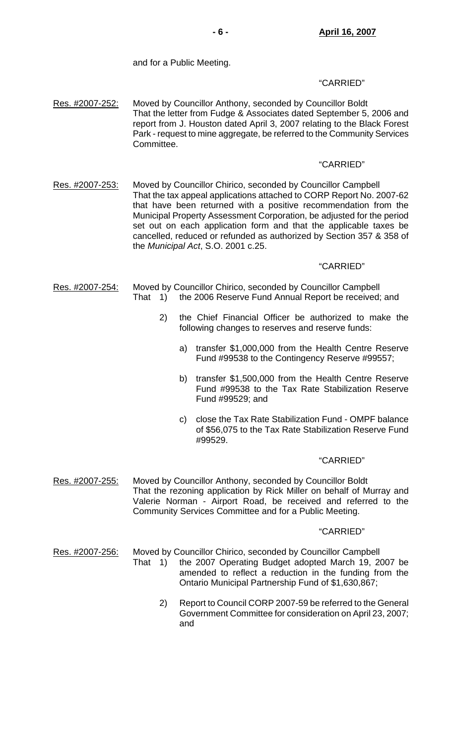and for a Public Meeting.

"CARRIED"

Res. #2007-252: Moved by Councillor Anthony, seconded by Councillor Boldt
That the letter from Fudge & Associates dated September 5, 2006 and report from J. Houston dated April 3, 2007 relating to the Black Forest Park - request to mine aggregate, be referred to the Community Services Committee.

"CARRIED"

Res. #2007-253: Moved by Councillor Chirico, seconded by Councillor Campbell
That the tax appeal applications attached to CORP Report No. 2007-62 that have been returned with a positive recommendation from the Municipal Property Assessment Corporation, be adjusted for the period set out on each application form and that the applicable taxes be cancelled, reduced or refunded as authorized by Section 357 & 358 of the *Municipal Act*, S.O. 2001 c.25.

"CARRIED"

Res. #2007-254: Moved by Councillor Chirico, seconded by Councillor Campbell
That 1) the 2006 Reserve Fund Annual Report be received; and

2) the Chief Financial Officer be authorized to make the following changes to reserves and reserve funds:

a) transfer $1,000,000 from the Health Centre Reserve Fund #99538 to the Contingency Reserve #99557;

b) transfer $1,500,000 from the Health Centre Reserve Fund #99538 to the Tax Rate Stabilization Reserve Fund #99529; and

c) close the Tax Rate Stabilization Fund - OMPF balance of $56,075 to the Tax Rate Stabilization Reserve Fund #99529.

"CARRIED"

Res. #2007-255: Moved by Councillor Anthony, seconded by Councillor Boldt
That the rezoning application by Rick Miller on behalf of Murray and Valerie Norman - Airport Road, be received and referred to the Community Services Committee and for a Public Meeting.

"CARRIED"

Res. #2007-256: Moved by Councillor Chirico, seconded by Councillor Campbell
That 1) the 2007 Operating Budget adopted March 19, 2007 be amended to reflect a reduction in the funding from the Ontario Municipal Partnership Fund of $1,630,867;

2) Report to Council CORP 2007-59 be referred to the General Government Committee for consideration on April 23, 2007; and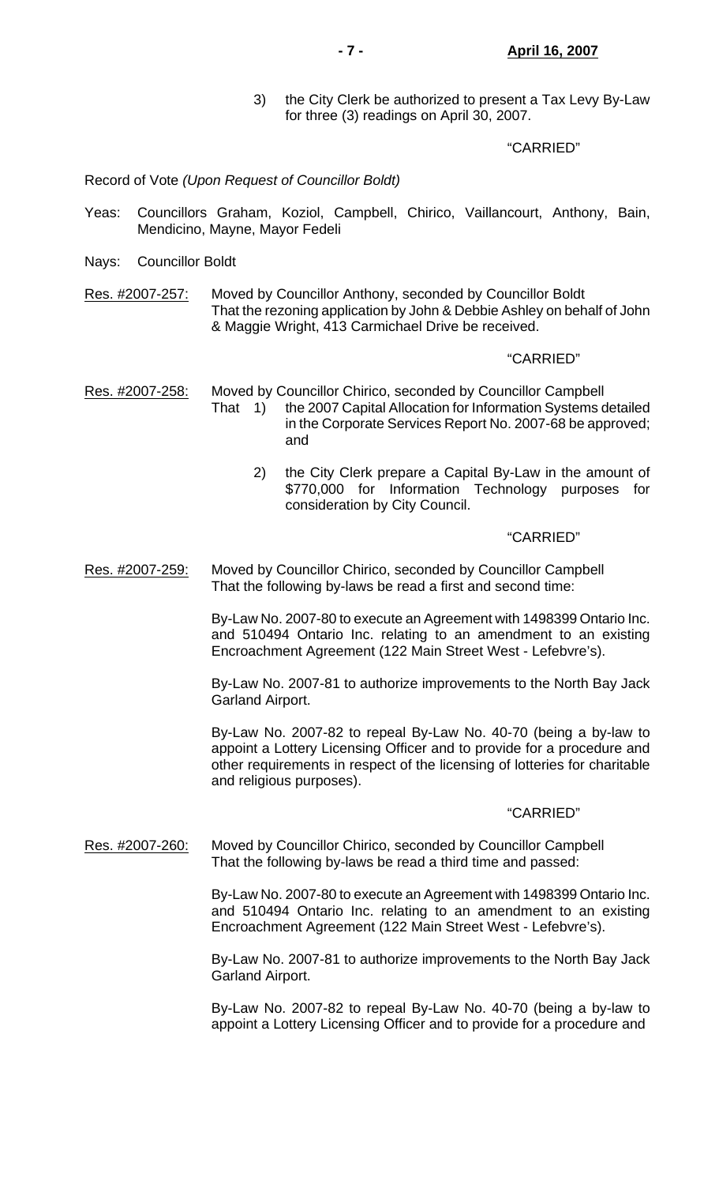3) the City Clerk be authorized to present a Tax Levy By-Law for three (3) readings on April 30, 2007.

"CARRIED"

Record of Vote *(Upon Request of Councillor Boldt)*

Yeas: Councillors Graham, Koziol, Campbell, Chirico, Vaillancourt, Anthony, Bain, Mendicino, Mayne, Mayor Fedeli

Nays: Councillor Boldt

Res. #2007-257: Moved by Councillor Anthony, seconded by Councillor Boldt
That the rezoning application by John & Debbie Ashley on behalf of John & Maggie Wright, 413 Carmichael Drive be received.

"CARRIED"

Res. #2007-258: Moved by Councillor Chirico, seconded by Councillor Campbell
That 1) the 2007 Capital Allocation for Information Systems detailed in the Corporate Services Report No. 2007-68 be approved; and

2) the City Clerk prepare a Capital By-Law in the amount of $770,000 for Information Technology purposes for consideration by City Council.

"CARRIED"

Res. #2007-259: Moved by Councillor Chirico, seconded by Councillor Campbell
That the following by-laws be read a first and second time:

By-Law No. 2007-80 to execute an Agreement with 1498399 Ontario Inc. and 510494 Ontario Inc. relating to an amendment to an existing Encroachment Agreement (122 Main Street West - Lefebvre's).

By-Law No. 2007-81 to authorize improvements to the North Bay Jack Garland Airport.

By-Law No. 2007-82 to repeal By-Law No. 40-70 (being a by-law to appoint a Lottery Licensing Officer and to provide for a procedure and other requirements in respect of the licensing of lotteries for charitable and religious purposes).

"CARRIED"

Res. #2007-260: Moved by Councillor Chirico, seconded by Councillor Campbell
That the following by-laws be read a third time and passed:

By-Law No. 2007-80 to execute an Agreement with 1498399 Ontario Inc. and 510494 Ontario Inc. relating to an amendment to an existing Encroachment Agreement (122 Main Street West - Lefebvre's).

By-Law No. 2007-81 to authorize improvements to the North Bay Jack Garland Airport.

By-Law No. 2007-82 to repeal By-Law No. 40-70 (being a by-law to appoint a Lottery Licensing Officer and to provide for a procedure and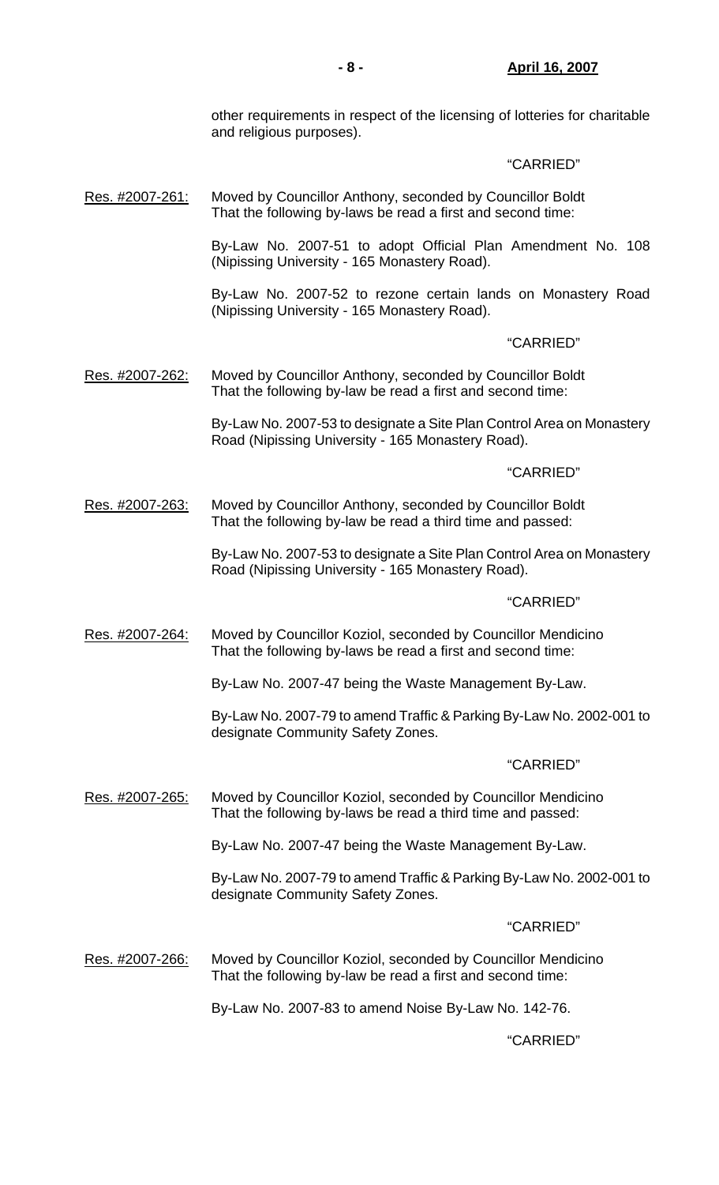other requirements in respect of the licensing of lotteries for charitable and religious purposes).

"CARRIED"

Res. #2007-261: Moved by Councillor Anthony, seconded by Councillor Boldt
That the following by-laws be read a first and second time:

By-Law No. 2007-51 to adopt Official Plan Amendment No. 108 (Nipissing University - 165 Monastery Road).

By-Law No. 2007-52 to rezone certain lands on Monastery Road (Nipissing University - 165 Monastery Road).

"CARRIED"

Res. #2007-262: Moved by Councillor Anthony, seconded by Councillor Boldt
That the following by-law be read a first and second time:

By-Law No. 2007-53 to designate a Site Plan Control Area on Monastery Road (Nipissing University - 165 Monastery Road).

"CARRIED"

Res. #2007-263: Moved by Councillor Anthony, seconded by Councillor Boldt
That the following by-law be read a third time and passed:

By-Law No. 2007-53 to designate a Site Plan Control Area on Monastery Road (Nipissing University - 165 Monastery Road).

"CARRIED"

Res. #2007-264: Moved by Councillor Koziol, seconded by Councillor Mendicino
That the following by-laws be read a first and second time:

By-Law No. 2007-47 being the Waste Management By-Law.

By-Law No. 2007-79 to amend Traffic & Parking By-Law No. 2002-001 to designate Community Safety Zones.

"CARRIED"

Res. #2007-265: Moved by Councillor Koziol, seconded by Councillor Mendicino
That the following by-laws be read a third time and passed:

By-Law No. 2007-47 being the Waste Management By-Law.

By-Law No. 2007-79 to amend Traffic & Parking By-Law No. 2002-001 to designate Community Safety Zones.

"CARRIED"

Res. #2007-266: Moved by Councillor Koziol, seconded by Councillor Mendicino
That the following by-law be read a first and second time:

By-Law No. 2007-83 to amend Noise By-Law No. 142-76.

"CARRIED"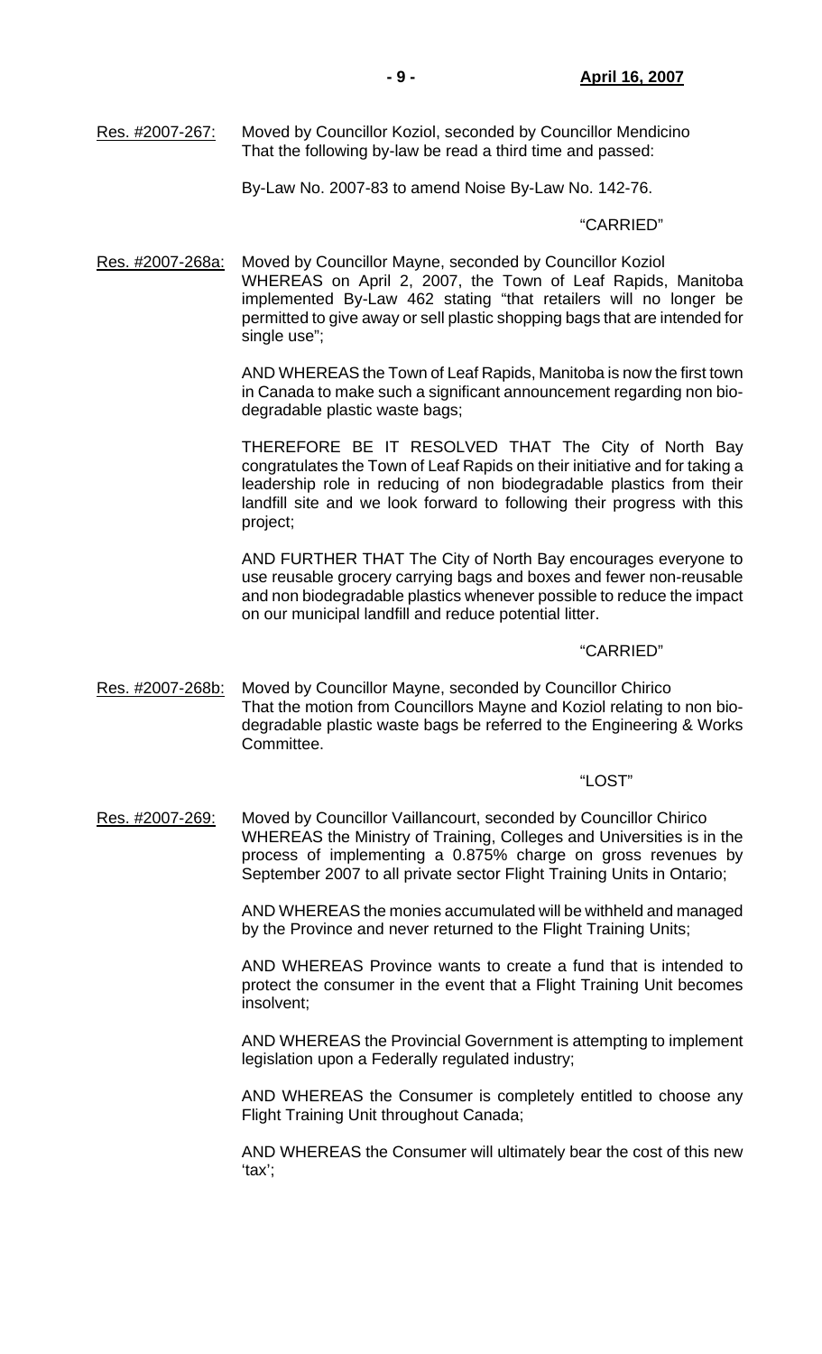Res. #2007-267: Moved by Councillor Koziol, seconded by Councillor Mendicino That the following by-law be read a third time and passed:

By-Law No. 2007-83 to amend Noise By-Law No. 142-76.

"CARRIED"

Res. #2007-268a: Moved by Councillor Mayne, seconded by Councillor Koziol WHEREAS on April 2, 2007, the Town of Leaf Rapids, Manitoba implemented By-Law 462 stating "that retailers will no longer be permitted to give away or sell plastic shopping bags that are intended for single use";

AND WHEREAS the Town of Leaf Rapids, Manitoba is now the first town in Canada to make such a significant announcement regarding non bio-degradable plastic waste bags;

THEREFORE BE IT RESOLVED THAT The City of North Bay congratulates the Town of Leaf Rapids on their initiative and for taking a leadership role in reducing of non biodegradable plastics from their landfill site and we look forward to following their progress with this project;

AND FURTHER THAT The City of North Bay encourages everyone to use reusable grocery carrying bags and boxes and fewer non-reusable and non biodegradable plastics whenever possible to reduce the impact on our municipal landfill and reduce potential litter.

"CARRIED"

Res. #2007-268b: Moved by Councillor Mayne, seconded by Councillor Chirico That the motion from Councillors Mayne and Koziol relating to non bio-degradable plastic waste bags be referred to the Engineering & Works Committee.

"LOST"

Res. #2007-269: Moved by Councillor Vaillancourt, seconded by Councillor Chirico WHEREAS the Ministry of Training, Colleges and Universities is in the process of implementing a 0.875% charge on gross revenues by September 2007 to all private sector Flight Training Units in Ontario;

AND WHEREAS the monies accumulated will be withheld and managed by the Province and never returned to the Flight Training Units;

AND WHEREAS Province wants to create a fund that is intended to protect the consumer in the event that a Flight Training Unit becomes insolvent;

AND WHEREAS the Provincial Government is attempting to implement legislation upon a Federally regulated industry;

AND WHEREAS the Consumer is completely entitled to choose any Flight Training Unit throughout Canada;

AND WHEREAS the Consumer will ultimately bear the cost of this new 'tax';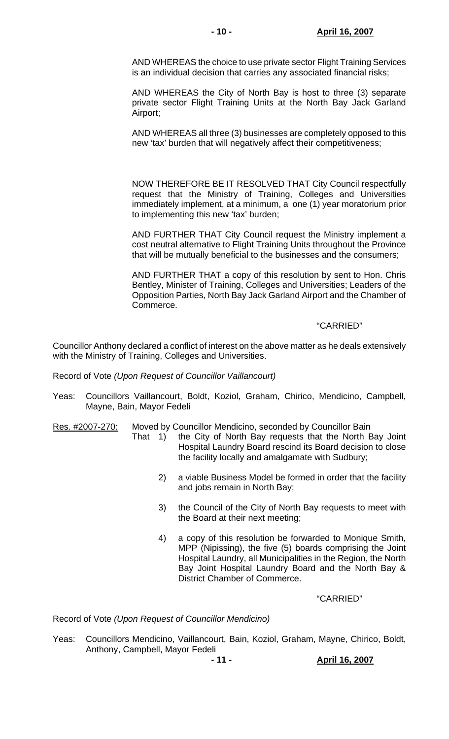AND WHEREAS the choice to use private sector Flight Training Services is an individual decision that carries any associated financial risks;

AND WHEREAS the City of North Bay is host to three (3) separate private sector Flight Training Units at the North Bay Jack Garland Airport;

AND WHEREAS all three (3) businesses are completely opposed to this new 'tax' burden that will negatively affect their competitiveness;

NOW THEREFORE BE IT RESOLVED THAT City Council respectfully request that the Ministry of Training, Colleges and Universities immediately implement, at a minimum, a one (1) year moratorium prior to implementing this new 'tax' burden;

AND FURTHER THAT City Council request the Ministry implement a cost neutral alternative to Flight Training Units throughout the Province that will be mutually beneficial to the businesses and the consumers;

AND FURTHER THAT a copy of this resolution by sent to Hon. Chris Bentley, Minister of Training, Colleges and Universities; Leaders of the Opposition Parties, North Bay Jack Garland Airport and the Chamber of Commerce.

"CARRIED"

Councillor Anthony declared a conflict of interest on the above matter as he deals extensively with the Ministry of Training, Colleges and Universities.

Record of Vote *(Upon Request of Councillor Vaillancourt)*

Yeas: Councillors Vaillancourt, Boldt, Koziol, Graham, Chirico, Mendicino, Campbell, Mayne, Bain, Mayor Fedeli

Res. #2007-270: Moved by Councillor Mendicino, seconded by Councillor Bain

That 1) the City of North Bay requests that the North Bay Joint Hospital Laundry Board rescind its Board decision to close the facility locally and amalgamate with Sudbury;

2) a viable Business Model be formed in order that the facility and jobs remain in North Bay;

3) the Council of the City of North Bay requests to meet with the Board at their next meeting;

4) a copy of this resolution be forwarded to Monique Smith, MPP (Nipissing), the five (5) boards comprising the Joint Hospital Laundry, all Municipalities in the Region, the North Bay Joint Hospital Laundry Board and the North Bay & District Chamber of Commerce.

"CARRIED"

Record of Vote *(Upon Request of Councillor Mendicino)*

Yeas: Councillors Mendicino, Vaillancourt, Bain, Koziol, Graham, Mayne, Chirico, Boldt, Anthony, Campbell, Mayor Fedeli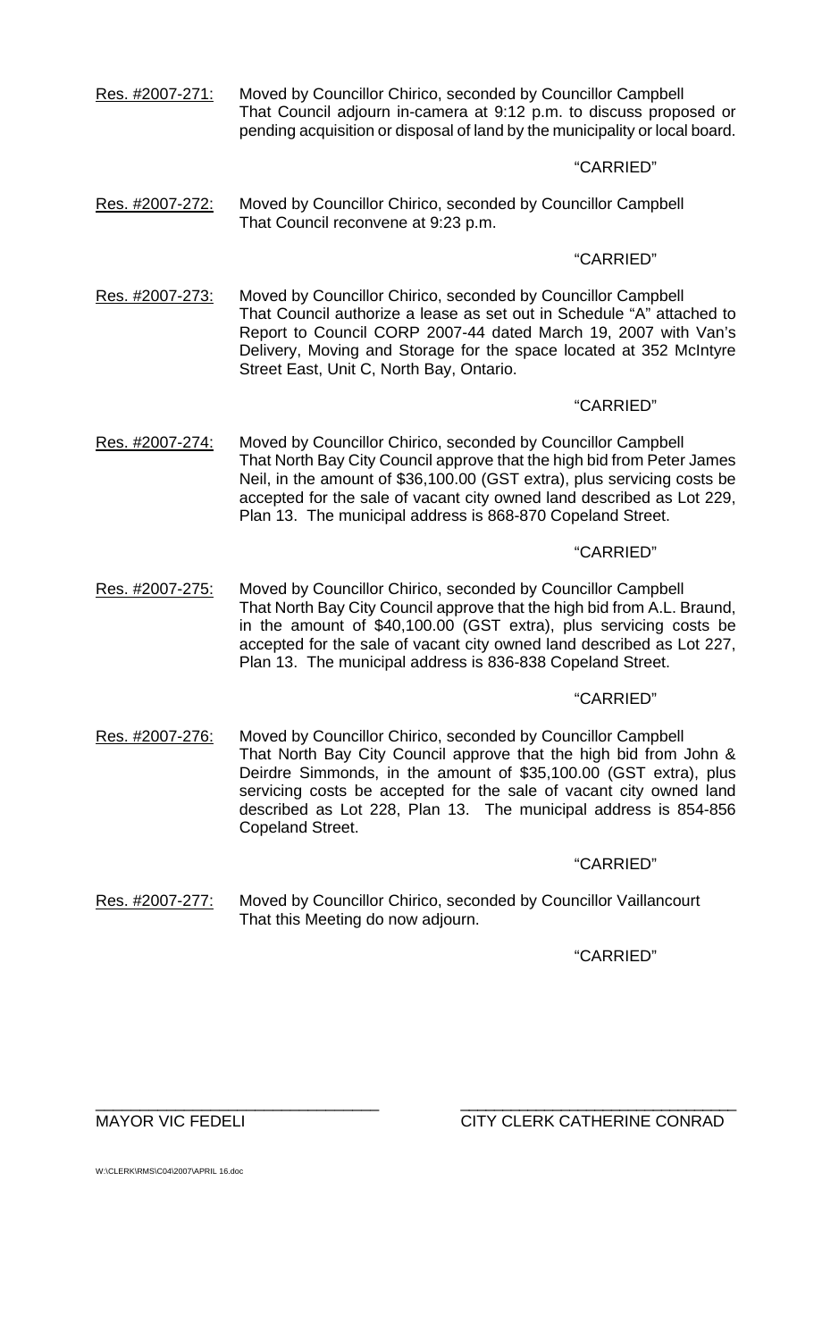Res. #2007-271: Moved by Councillor Chirico, seconded by Councillor Campbell
That Council adjourn in-camera at 9:12 p.m. to discuss proposed or pending acquisition or disposal of land by the municipality or local board.

"CARRIED"

Res. #2007-272: Moved by Councillor Chirico, seconded by Councillor Campbell
That Council reconvene at 9:23 p.m.

"CARRIED"

Res. #2007-273: Moved by Councillor Chirico, seconded by Councillor Campbell
That Council authorize a lease as set out in Schedule "A" attached to Report to Council CORP 2007-44 dated March 19, 2007 with Van's Delivery, Moving and Storage for the space located at 352 McIntyre Street East, Unit C, North Bay, Ontario.

"CARRIED"

Res. #2007-274: Moved by Councillor Chirico, seconded by Councillor Campbell
That North Bay City Council approve that the high bid from Peter James Neil, in the amount of $36,100.00 (GST extra), plus servicing costs be accepted for the sale of vacant city owned land described as Lot 229, Plan 13. The municipal address is 868-870 Copeland Street.

"CARRIED"

Res. #2007-275: Moved by Councillor Chirico, seconded by Councillor Campbell
That North Bay City Council approve that the high bid from A.L. Braund, in the amount of $40,100.00 (GST extra), plus servicing costs be accepted for the sale of vacant city owned land described as Lot 227, Plan 13. The municipal address is 836-838 Copeland Street.

"CARRIED"

Res. #2007-276: Moved by Councillor Chirico, seconded by Councillor Campbell
That North Bay City Council approve that the high bid from John & Deirdre Simmonds, in the amount of $35,100.00 (GST extra), plus servicing costs be accepted for the sale of vacant city owned land described as Lot 228, Plan 13. The municipal address is 854-856 Copeland Street.

"CARRIED"

Res. #2007-277: Moved by Councillor Chirico, seconded by Councillor Vaillancourt
That this Meeting do now adjourn.

"CARRIED"

_______________________________ _______________________________

MAYOR VIC FEDELI CITY CLERK CATHERINE CONRAD

W:\CLERK\RMS\C04\2007\APRIL 16.doc